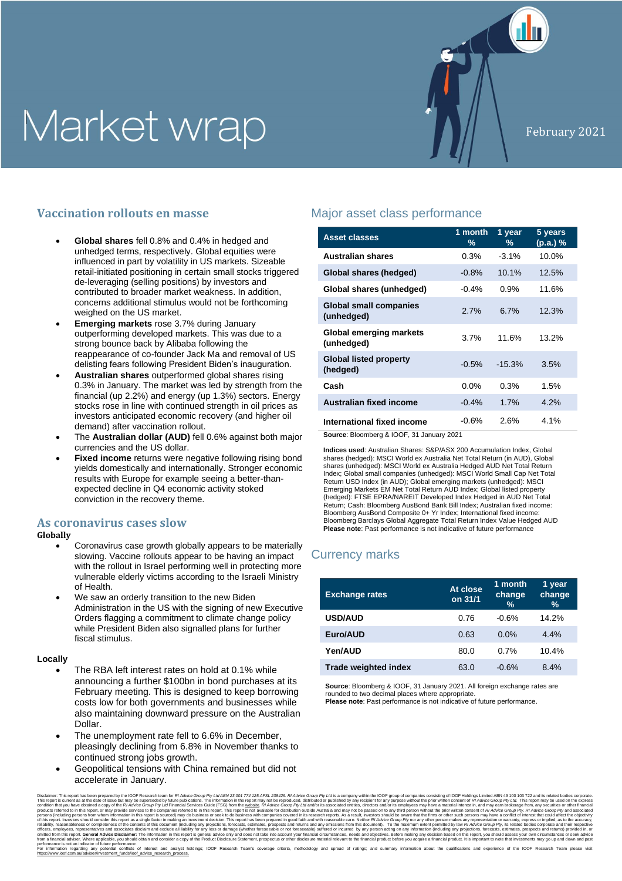# Market wrap

February 2021

## Vaccination rollouts en masse

- **Global shares** fell 0.8% and 0.4% in hedged and unhedged terms, respectively. Global equities were influenced in part by volatility in US markets. Sizeable retail-initiated positioning in certain small stocks triggered de-leveraging (selling positions) by investors and contributed to broader market weakness. In addition, concerns additional stimulus would not be forthcoming weighed on the US market.
- **Emerging markets** rose 3.7% during January outperforming developed markets. This was due to a strong bounce back by Alibaba following the reappearance of co-founder Jack Ma and removal of US delisting fears following President Biden's inauguration.
- **Australian shares** outperformed global shares rising 0.3% in January. The market was led by strength from the financial (up 2.2%) and energy (up 1.3%) sectors. Energy stocks rose in line with continued strength in oil prices as investors anticipated economic recovery (and higher oil demand) after vaccination rollout.
- The **Australian dollar (AUD)** fell 0.6% against both major currencies and the US dollar.
- **Fixed income** returns were negative following rising bond yields domestically and internationally. Stronger economic results with Europe for example seeing a better-than-expected decline in Q4 economic activity stoked conviction in the recovery theme.

## As coronavirus cases slow

**Globally**

- Coronavirus case growth globally appears to be materially slowing. Vaccine rollouts appear to be having an impact with the rollout in Israel performing well in protecting more vulnerable elderly victims according to the Israeli Ministry of Health.
- We saw an orderly transition to the new Biden Administration in the US with the signing of new Executive Orders flagging a commitment to climate change policy while President Biden also signalled plans for further fiscal stimulus.

**Locally**

- The RBA left interest rates on hold at 0.1% while announcing a further $100bn in bond purchases at its February meeting. This is designed to keep borrowing costs low for both governments and businesses while also maintaining downward pressure on the Australian Dollar.
- The unemployment rate fell to 6.6% in December, pleasingly declining from 6.8% in November thanks to continued strong jobs growth.
- Geopolitical tensions with China remained but did not accelerate in January.

## Major asset class performance

| Asset classes | 1 month % | 1 year % | 5 years (p.a.) % |
|---|---|---|---|
| Australian shares | 0.3% | -3.1% | 10.0% |
| Global shares (hedged) | -0.8% | 10.1% | 12.5% |
| Global shares (unhedged) | -0.4% | 0.9% | 11.6% |
| Global small companies (unhedged) | 2.7% | 6.7% | 12.3% |
| Global emerging markets (unhedged) | 3.7% | 11.6% | 13.2% |
| Global listed property (hedged) | -0.5% | -15.3% | 3.5% |
| Cash | 0.0% | 0.3% | 1.5% |
| Australian fixed income | -0.4% | 1.7% | 4.2% |
| International fixed income | -0.6% | 2.6% | 4.1% |

**Source**: Bloomberg & IOOF, 31 January 2021

**Indices used**: Australian Shares: S&P/ASX 200 Accumulation Index, Global shares (hedged): MSCI World ex Australia Net Total Return (in AUD), Global shares (unhedged): MSCI World ex Australia Hedged AUD Net Total Return Index; Global small companies (unhedged): MSCI World Small Cap Net Total Return USD Index (in AUD); Global emerging markets (unhedged): MSCI Emerging Markets EM Net Total Return AUD Index; Global listed property (hedged): FTSE EPRA/NAREIT Developed Index Hedged in AUD Net Total Return; Cash: Bloomberg AusBond Bank Bill Index; Australian fixed income: Bloomberg AusBond Composite 0+ Yr Index; International fixed income: Bloomberg Barclays Global Aggregate Total Return Index Value Hedged AUD
**Please note**: Past performance is not indicative of future performance

## Currency marks

| Exchange rates | At close on 31/1 | 1 month change % | 1 year change % |
|---|---|---|---|
| USD/AUD | 0.76 | -0.6% | 14.2% |
| Euro/AUD | 0.63 | 0.0% | 4.4% |
| Yen/AUD | 80.0 | 0.7% | 10.4% |
| Trade weighted index | 63.0 | -0.6% | 8.4% |

**Source**: Bloomberg & IOOF, 31 January 2021. All foreign exchange rates are rounded to two decimal places where appropriate.
**Please note**: Past performance is not indicative of future performance.

Disclaimer: This report has been prepared by the IOOF Research team for *RI Advice Group Pty Ltd* ABN 23 001 774 125 AFSL 238429. *RI Advice Group Pty Ltd* is a company within the IOOF group of companies consisting of IOOF Holdings Limited ABN 49 100 103 722 and its related bodies corporate. This report is current as at the date of issue but may be superseded by future publications. The information in the report may not be reproduced, distributed or published by any recipient for any purpose without the prior written consent of *RI Advice Group Pty Ltd*. This report may be used on the express condition that you have obtained a copy of the *RI Advice Group Pty Ltd* Financial Services Guide (FSG) from the website. *RI Advice Group Pty Ltd* and/or its associated entities, directors and/or its employees may have a material interest in, and may earn brokerage from, any securities or other financial products referred to in this report, or may provide services to the companies referred to in this report. This report is not available for distribution outside Australia and may not be passed on to any third person without the prior written consent of *RI Advice Group Pty. RI Advice Group Pty* and associated persons (including persons from whom information in this report is sourced) may do business or seek to do business with companies covered in its research reports. As a result, investors should be aware that the firms or other such persons may have a conflict of interest that could affect the objectivity of this report. Investors should consider this report as a single factor in making an investment decision. This report has been prepared in good faith and with reasonable care. Neither *RI Advice Group Pty* nor any other person makes any representation or warranty, express or implied, as to the accuracy, reliability, reasonableness or completeness of the contents of this document (including any projections, forecasts, estimates, prospects and returns and any omissions from this document). To the maximum extent permitted by law *RI Advice Group Pty*, its related bodies corporate and their respective officers, employees, representatives and associates disclaim and exclude all liability for any loss or damage (whether foreseeable or not foreseeable) suffered or incurred by any person acting on any information (including any projections, forecasts, estimates, prospects and returns) provided in, or omitted from this report. **General Advice Disclaimer:** The information in this report is general advice only and does not take into account your financial circumstances, needs and objectives. Before making any decision based on this report, you should assess your own circumstances or seek advice from a financial adviser. Where applicable, you should obtain and consider a copy of the Product Disclosure Statement, prospectus or other disclosure material relevant to the financial product before you acquire a financial product. It is important to note that investments may go up and down and past performance is not an indicator of future performance.
For information regarding any potential conflicts of interest and analyst holdings; IOOF Research Team's coverage criteria, methodology and spread of ratings; and summary information about the qualifications and experience of the IOOF Research Team please visit https://www.ioof.com.au/adviser/investment_funds/ioof_advice_research_process.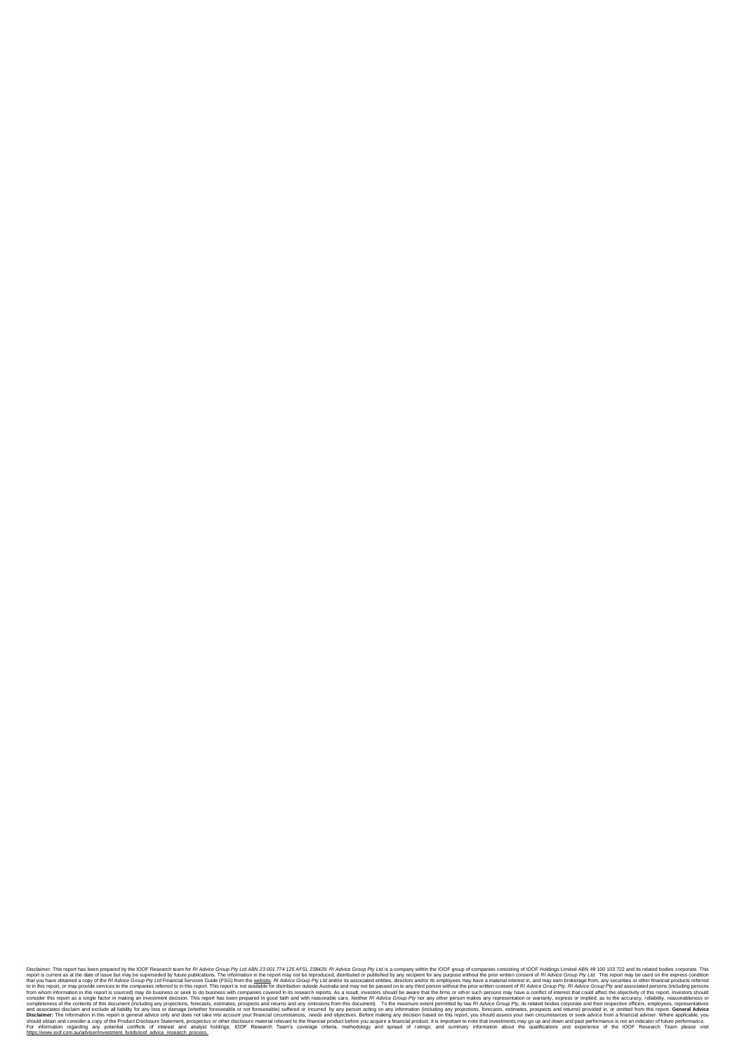Disclaimer: This report has been prepared by the IOOF Research team for *RI Advice Group Pty Ltd ABN 23 001 774 125 AFSL 238429*. *RI Advice Group Pty Ltd* is a company within the IOOF group of companies consisting of IOOF Holdings Limited ABN 49 100 103 722 and its related bodies corporate. This report is current as at the date of issue but may be superseded by future publications. The information in the report may not be reproduced, distributed or published by any recipient for any purpose without the prior written consent of *RI Advice Group Pty Ltd*. This report may be used on the express condition that you have obtained a copy of the *RI Advice Group Pty Ltd* Financial Services Guide (FSG) from the website. *RI Advice Group Pty Ltd* and/or its associated entities, directors and/or its employees may have a material interest in, and may earn brokerage from, any securities or other financial products referred to in this report, or may provide services to the companies referred to in this report. This report is not available for distribution outside Australia and may not be passed on to any third person without the prior written consent of *RI Advice Group Pty*. *RI Advice Group Pty* and associated persons (including persons from whom information in this report is sourced) may do business or seek to do business with companies covered in its research reports. As a result, investors should be aware that the firms or other such persons may have a conflict of interest that could affect the objectivity of this report. Investors should consider this report as a single factor in making an investment decision. This report has been prepared in good faith and with reasonable care. Neither *RI Advice Group Pty* nor any other person makes any representation or warranty, express or implied, as to the accuracy, reliability, reasonableness or completeness of the contents of this document (including any projections, forecasts, estimates, prospects and returns and any omissions from this document). To the maximum extent permitted by law *RI Advice Group Pty*, its related bodies corporate and their respective officers, employees, representatives and associates disclaim and exclude all liability for any loss or damage (whether foreseeable or not foreseeable) suffered or incurred by any person acting on any information (including any projections, forecasts, estimates, prospects and returns) provided in, or omitted from this report. **General Advice Disclaimer:** The information in this report is general advice only and does not take into account your financial circumstances, needs and objectives. Before making any decision based on this report, you should assess your own circumstances or seek advice from a financial adviser. Where applicable, you should obtain and consider a copy of the Product Disclosure Statement, prospectus or other disclosure material relevant to the financial product before you acquire a financial product. It is important to note that investments may go up and down and past performance is not an indicator of future performance. For information regarding any potential conflicts of interest and analyst holdings; IOOF Research Team's coverage criteria, methodology and spread of ratings; and summary information about the qualifications and experience of the IOOF Research Team please visit https://www.ioof.com.au/adviser/investment_funds/ioof_advice_research_process.